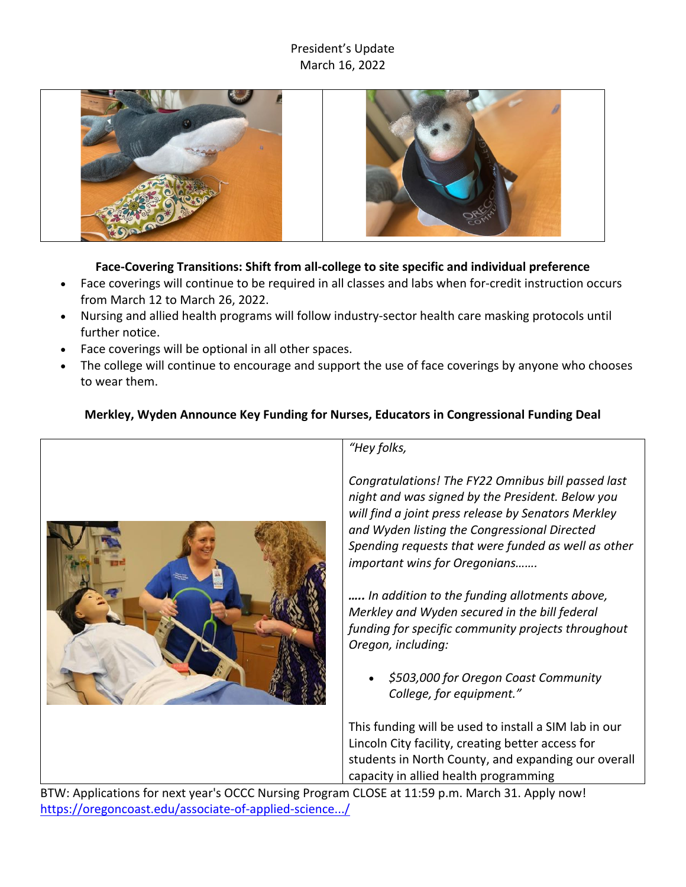President's Update
March 16, 2022

**Face-Covering Transitions: Shift from all-college to site specific and individual preference**

- Face coverings will continue to be required in all classes and labs when for-credit instruction occurs from March 12 to March 26, 2022.
- Nursing and allied health programs will follow industry-sector health care masking protocols until further notice.
- Face coverings will be optional in all other spaces.
- The college will continue to encourage and support the use of face coverings by anyone who chooses to wear them.

**Merkley, Wyden Announce Key Funding for Nurses, Educators in Congressional Funding Deal**

*"Hey folks,*

*Congratulations! The FY22 Omnibus bill passed last night and was signed by the President. Below you will find a joint press release by Senators Merkley and Wyden listing the Congressional Directed Spending requests that were funded as well as other important wins for Oregonians…….*

***…..** In addition to the funding allotments above, Merkley and Wyden secured in the bill federal funding for specific community projects throughout Oregon, including:*

- *$503,000 for Oregon Coast Community College, for equipment."*

This funding will be used to install a SIM lab in our Lincoln City facility, creating better access for students in North County, and expanding our overall capacity in allied health programming

BTW: Applications for next year's OCCC Nursing Program CLOSE at 11:59 p.m. March 31. Apply now! https://oregoncoast.edu/associate-of-applied-science.../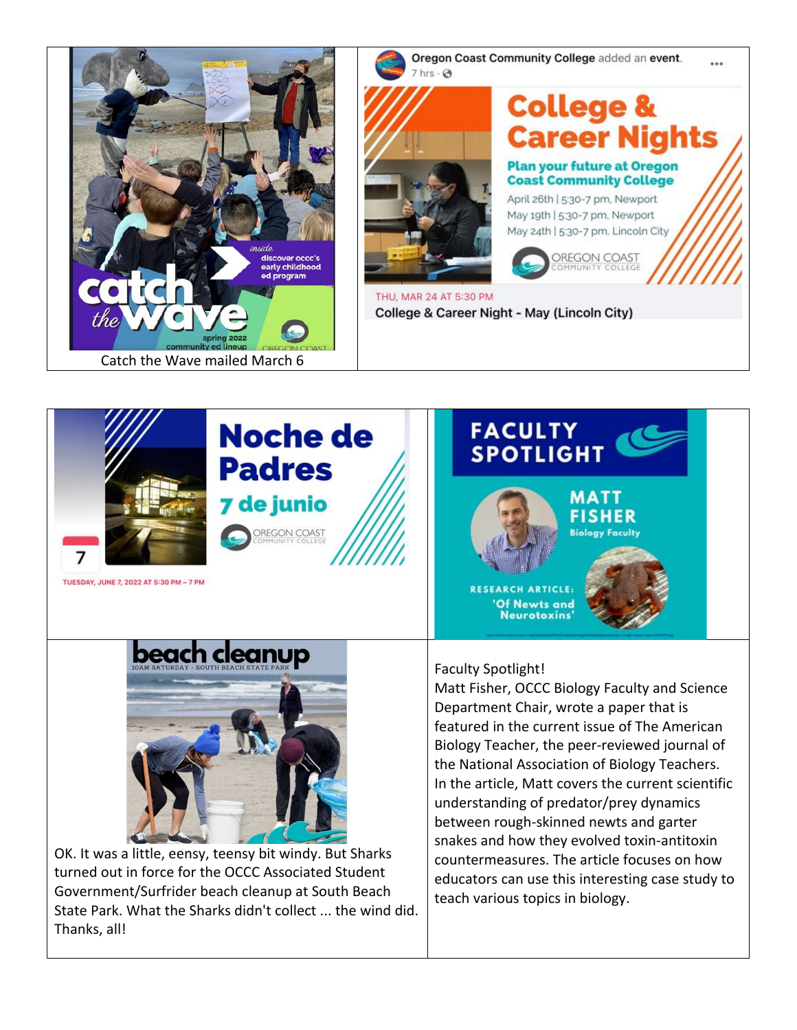| | |
|---|---|
| catch the wave — inside: discover occc's early childhood ed program — spring 2022 community ed lineup — OREGON COAST<br>Catch the Wave mailed March 6 | Oregon Coast Community College added an event. 7 hrs<br>**College & Career Nights**<br>**Plan your future at Oregon Coast Community College**<br>April 26th \| 5:30-7 pm, Newport<br>May 19th \| 5:30-7 pm, Newport<br>May 24th \| 5:30-7 pm, Lincoln City<br>OREGON COAST COMMUNITY COLLEGE<br>THU, MAR 24 AT 5:30 PM<br>College & Career Night - May (Lincoln City) |

| | |
|---|---|
| **Noche de Padres**<br>**7 de junio**<br>OREGON COAST COMMUNITY COLLEGE<br>7<br>TUESDAY, JUNE 7, 2022 AT 5:30 PM – 7 PM | **FACULTY SPOTLIGHT**<br>**MATT FISHER**<br>Biology Faculty<br>RESEARCH ARTICLE: 'Of Newts and Neurotoxins' |
| **beach cleanup**<br>10AM SATURDAY - SOUTH BEACH STATE PARK<br>OK. It was a little, eensy, teensy bit windy. But Sharks turned out in force for the OCCC Associated Student Government/Surfrider beach cleanup at South Beach State Park. What the Sharks didn't collect ... the wind did. Thanks, all! | Faculty Spotlight!<br>Matt Fisher, OCCC Biology Faculty and Science Department Chair, wrote a paper that is featured in the current issue of The American Biology Teacher, the peer-reviewed journal of the National Association of Biology Teachers. In the article, Matt covers the current scientific understanding of predator/prey dynamics between rough-skinned newts and garter snakes and how they evolved toxin-antitoxin countermeasures. The article focuses on how educators can use this interesting case study to teach various topics in biology. |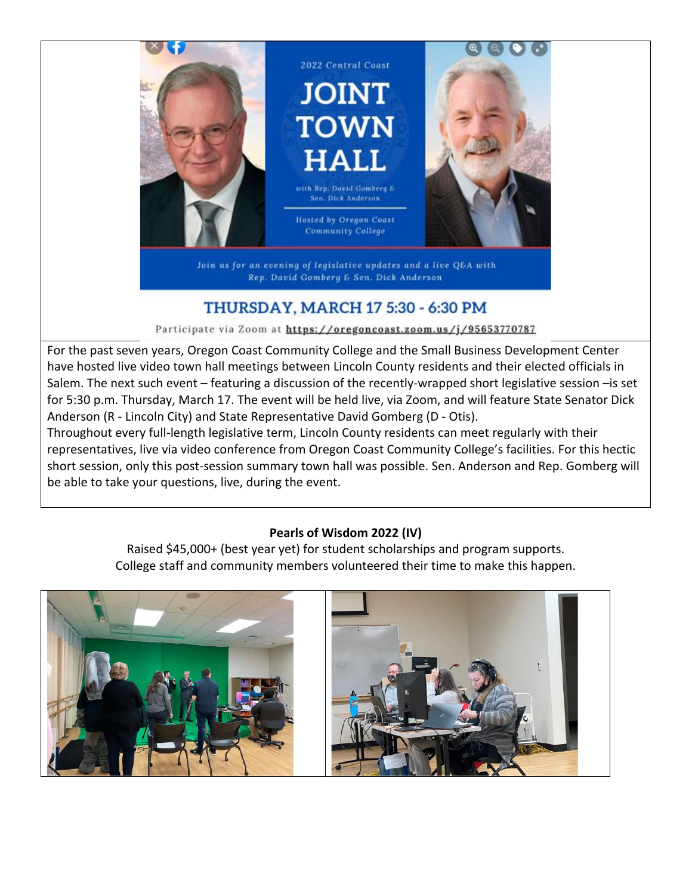2022 Central Coast

# JOINT TOWN HALL

with Rep. David Gomberg & Sen. Dick Anderson

Hosted by Oregon Coast Community College

*Join us for an evening of legislative updates and a live Q&A with Rep. David Gomberg & Sen. Dick Anderson*

## THURSDAY, MARCH 17 5:30 - 6:30 PM

Participate via Zoom at **https://oregoncoast.zoom.us/j/95653770787**

For the past seven years, Oregon Coast Community College and the Small Business Development Center have hosted live video town hall meetings between Lincoln County residents and their elected officials in Salem. The next such event – featuring a discussion of the recently-wrapped short legislative session –is set for 5:30 p.m. Thursday, March 17. The event will be held live, via Zoom, and will feature State Senator Dick Anderson (R - Lincoln City) and State Representative David Gomberg (D - Otis).

Throughout every full-length legislative term, Lincoln County residents can meet regularly with their representatives, live via video conference from Oregon Coast Community College's facilities. For this hectic short session, only this post-session summary town hall was possible. Sen. Anderson and Rep. Gomberg will be able to take your questions, live, during the event.

**Pearls of Wisdom 2022 (IV)**

Raised $45,000+ (best year yet) for student scholarships and program supports.
College staff and community members volunteered their time to make this happen.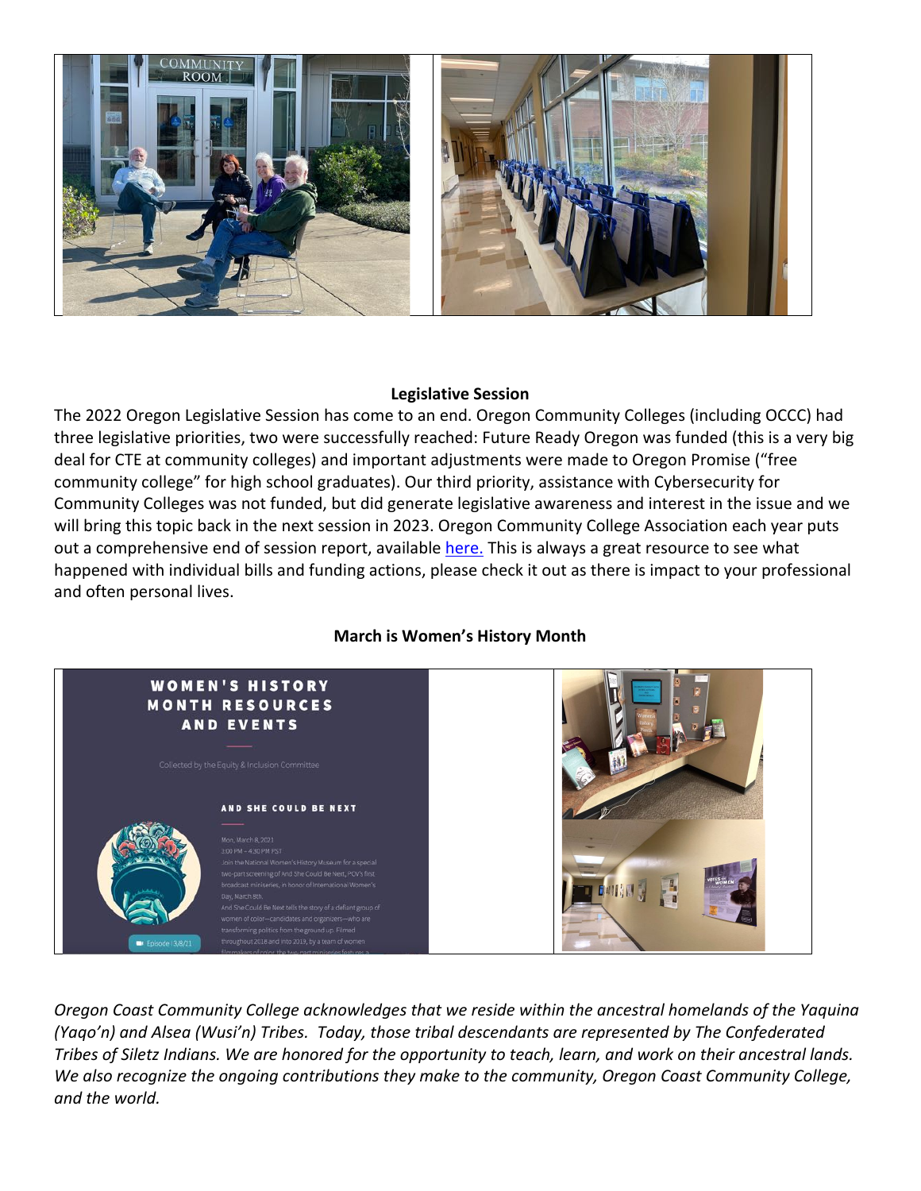**Legislative Session**

The 2022 Oregon Legislative Session has come to an end. Oregon Community Colleges (including OCCC) had three legislative priorities, two were successfully reached: Future Ready Oregon was funded (this is a very big deal for CTE at community colleges) and important adjustments were made to Oregon Promise ("free community college" for high school graduates). Our third priority, assistance with Cybersecurity for Community Colleges was not funded, but did generate legislative awareness and interest in the issue and we will bring this topic back in the next session in 2023. Oregon Community College Association each year puts out a comprehensive end of session report, available here. This is always a great resource to see what happened with individual bills and funding actions, please check it out as there is impact to your professional and often personal lives.

**March is Women's History Month**

*Oregon Coast Community College acknowledges that we reside within the ancestral homelands of the Yaquina (Yaqo'n) and Alsea (Wusi'n) Tribes. Today, those tribal descendants are represented by The Confederated Tribes of Siletz Indians. We are honored for the opportunity to teach, learn, and work on their ancestral lands. We also recognize the ongoing contributions they make to the community, Oregon Coast Community College, and the world.*